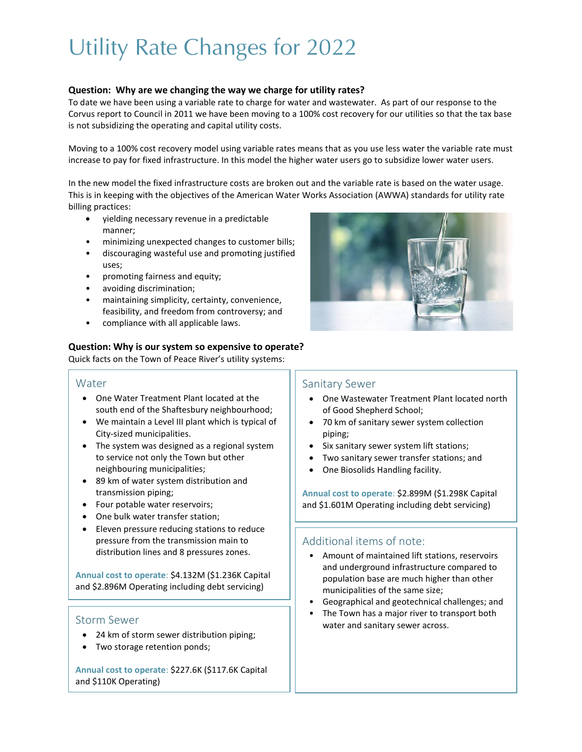# Utility Rate Changes for 2022

**Question: Why are we changing the way we charge for utility rates?**

To date we have been using a variable rate to charge for water and wastewater. As part of our response to the Corvus report to Council in 2011 we have been moving to a 100% cost recovery for our utilities so that the tax base is not subsidizing the operating and capital utility costs.

Moving to a 100% cost recovery model using variable rates means that as you use less water the variable rate must increase to pay for fixed infrastructure. In this model the higher water users go to subsidize lower water users.

In the new model the fixed infrastructure costs are broken out and the variable rate is based on the water usage. This is in keeping with the objectives of the American Water Works Association (AWWA) standards for utility rate billing practices:

- yielding necessary revenue in a predictable manner;
- minimizing unexpected changes to customer bills;
- discouraging wasteful use and promoting justified uses;
- promoting fairness and equity;
- avoiding discrimination;
- maintaining simplicity, certainty, convenience, feasibility, and freedom from controversy; and
- compliance with all applicable laws.

**Question: Why is our system so expensive to operate?**

Quick facts on the Town of Peace River's utility systems:

## Water

- One Water Treatment Plant located at the south end of the Shaftesbury neighbourhood;
- We maintain a Level III plant which is typical of City-sized municipalities.
- The system was designed as a regional system to service not only the Town but other neighbouring municipalities;
- 89 km of water system distribution and transmission piping;
- Four potable water reservoirs;
- One bulk water transfer station;
- Eleven pressure reducing stations to reduce pressure from the transmission main to distribution lines and 8 pressures zones.

**Annual cost to operate**: $4.132M ($1.236K Capital and $2.896M Operating including debt servicing)

## Storm Sewer

- 24 km of storm sewer distribution piping;
- Two storage retention ponds;

**Annual cost to operate**: $227.6K ($117.6K Capital and $110K Operating)

## Sanitary Sewer

- One Wastewater Treatment Plant located north of Good Shepherd School;
- 70 km of sanitary sewer system collection piping;
- Six sanitary sewer system lift stations;
- Two sanitary sewer transfer stations; and
- One Biosolids Handling facility.

**Annual cost to operate**: $2.899M ($1.298K Capital and $1.601M Operating including debt servicing)

## Additional items of note:

- Amount of maintained lift stations, reservoirs and underground infrastructure compared to population base are much higher than other municipalities of the same size;
- Geographical and geotechnical challenges; and
- The Town has a major river to transport both water and sanitary sewer across.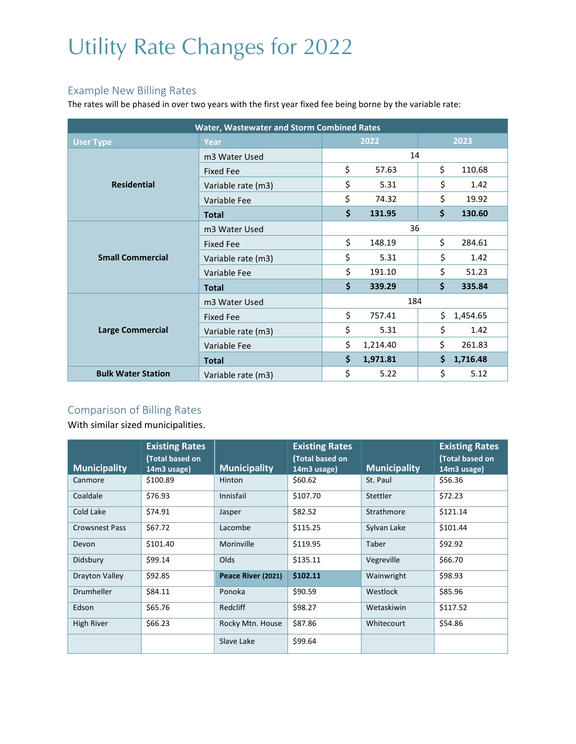# Utility Rate Changes for 2022

## Example New Billing Rates

The rates will be phased in over two years with the first year fixed fee being borne by the variable rate:

| Water, Wastewater and Storm Combined Rates | | | |
|---|---|---|---|
| **User Type** | **Year** | **2022** | **2023** |
| **Residential** | m3 Water Used | 14 | |
| | Fixed Fee | $ 57.63 | $ 110.68 |
| | Variable rate (m3) | $ 5.31 | $ 1.42 |
| | Variable Fee | $ 74.32 | $ 19.92 |
| | **Total** | **$ 131.95** | **$ 130.60** |
| **Small Commercial** | m3 Water Used | 36 | |
| | Fixed Fee | $ 148.19 | $ 284.61 |
| | Variable rate (m3) | $ 5.31 | $ 1.42 |
| | Variable Fee | $ 191.10 | $ 51.23 |
| | **Total** | **$ 339.29** | **$ 335.84** |
| **Large Commercial** | m3 Water Used | 184 | |
| | Fixed Fee | $ 757.41 | $ 1,454.65 |
| | Variable rate (m3) | $ 5.31 | $ 1.42 |
| | Variable Fee | $ 1,214.40 | $ 261.83 |
| | **Total** | **$ 1,971.81** | **$ 1,716.48** |
| **Bulk Water Station** | Variable rate (m3) | $ 5.22 | $ 5.12 |

## Comparison of Billing Rates

With similar sized municipalities.

| Municipality | Existing Rates (Total based on 14m3 usage) | Municipality | Existing Rates (Total based on 14m3 usage) | Municipality | Existing Rates (Total based on 14m3 usage) |
|---|---|---|---|---|---|
| Canmore | $100.89 | Hinton | $60.62 | St. Paul | $56.36 |
| Coaldale | $76.93 | Innisfail | $107.70 | Stettler | $72.23 |
| Cold Lake | $74.91 | Jasper | $82.52 | Strathmore | $121.14 |
| Crowsnest Pass | $67.72 | Lacombe | $115.25 | Sylvan Lake | $101.44 |
| Devon | $101.40 | Morinville | $119.95 | Taber | $92.92 |
| Didsbury | $99.14 | Olds | $135.11 | Vegreville | $66.70 |
| Drayton Valley | $92.85 | **Peace River (2021)** | **$102.11** | Wainwright | $98.93 |
| Drumheller | $84.11 | Ponoka | $90.59 | Westlock | $85.96 |
| Edson | $65.76 | Redcliff | $98.27 | Wetaskiwin | $117.52 |
| High River | $66.23 | Rocky Mtn. House | $87.86 | Whitecourt | $54.86 |
| | | Slave Lake | $99.64 | | |